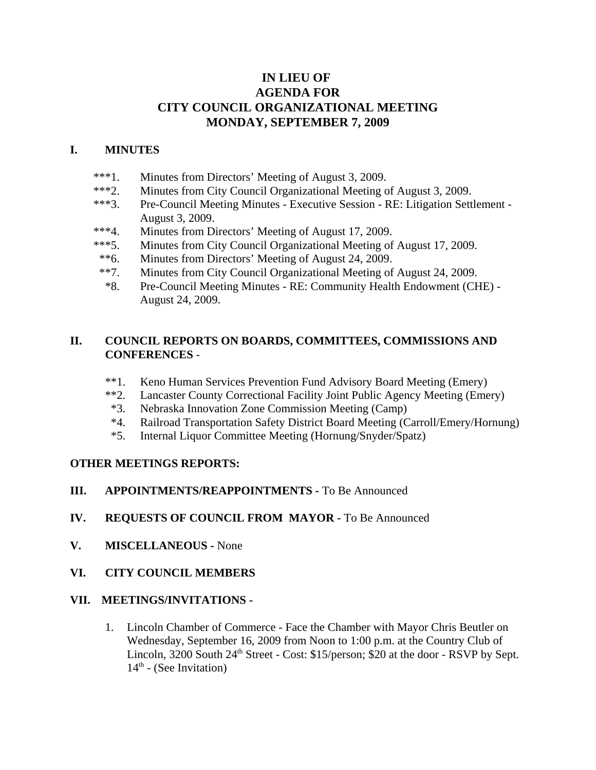# IN LIEU OF
# AGENDA FOR
# CITY COUNCIL ORGANIZATIONAL MEETING
# MONDAY, SEPTEMBER 7, 2009

## I. MINUTES

***1. Minutes from Directors' Meeting of August 3, 2009.
***2. Minutes from City Council Organizational Meeting of August 3, 2009.
***3. Pre-Council Meeting Minutes - Executive Session - RE: Litigation Settlement - August 3, 2009.
***4. Minutes from Directors' Meeting of August 17, 2009.
***5. Minutes from City Council Organizational Meeting of August 17, 2009.
**6. Minutes from Directors' Meeting of August 24, 2009.
**7. Minutes from City Council Organizational Meeting of August 24, 2009.
*8. Pre-Council Meeting Minutes - RE: Community Health Endowment (CHE) - August 24, 2009.

## II. COUNCIL REPORTS ON BOARDS, COMMITTEES, COMMISSIONS AND CONFERENCES -

**1. Keno Human Services Prevention Fund Advisory Board Meeting (Emery)
**2. Lancaster County Correctional Facility Joint Public Agency Meeting (Emery)
*3. Nebraska Innovation Zone Commission Meeting (Camp)
*4. Railroad Transportation Safety District Board Meeting (Carroll/Emery/Hornung)
*5. Internal Liquor Committee Meeting (Hornung/Snyder/Spatz)

**OTHER MEETINGS REPORTS:**

## III. APPOINTMENTS/REAPPOINTMENTS - To Be Announced

## IV. REQUESTS OF COUNCIL FROM MAYOR - To Be Announced

## V. MISCELLANEOUS - None

## VI. CITY COUNCIL MEMBERS

## VII. MEETINGS/INVITATIONS -

1. Lincoln Chamber of Commerce - Face the Chamber with Mayor Chris Beutler on Wednesday, September 16, 2009 from Noon to 1:00 p.m. at the Country Club of Lincoln, 3200 South 24th Street - Cost: $15/person; $20 at the door - RSVP by Sept. 14th - (See Invitation)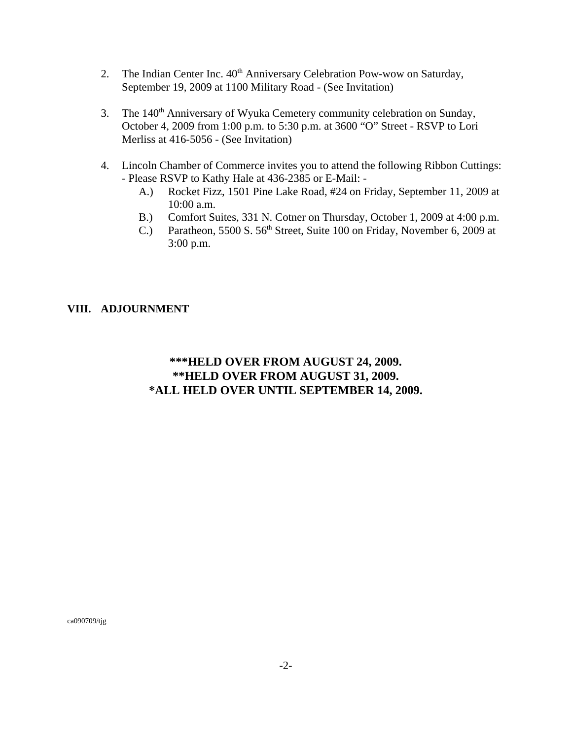2. The Indian Center Inc. 40th Anniversary Celebration Pow-wow on Saturday, September 19, 2009 at 1100 Military Road - (See Invitation)

3. The 140th Anniversary of Wyuka Cemetery community celebration on Sunday, October 4, 2009 from 1:00 p.m. to 5:30 p.m. at 3600 "O" Street - RSVP to Lori Merliss at 416-5056 - (See Invitation)

4. Lincoln Chamber of Commerce invites you to attend the following Ribbon Cuttings: - Please RSVP to Kathy Hale at 436-2385 or E-Mail: -
   - A.) Rocket Fizz, 1501 Pine Lake Road, #24 on Friday, September 11, 2009 at 10:00 a.m.
   - B.) Comfort Suites, 331 N. Cotner on Thursday, October 1, 2009 at 4:00 p.m.
   - C.) Paratheon, 5500 S. 56th Street, Suite 100 on Friday, November 6, 2009 at 3:00 p.m.

## VIII. ADJOURNMENT

**\*\*\*HELD OVER FROM AUGUST 24, 2009.**
**\*\*HELD OVER FROM AUGUST 31, 2009.**
**\*ALL HELD OVER UNTIL SEPTEMBER 14, 2009.**

ca090709/tjg